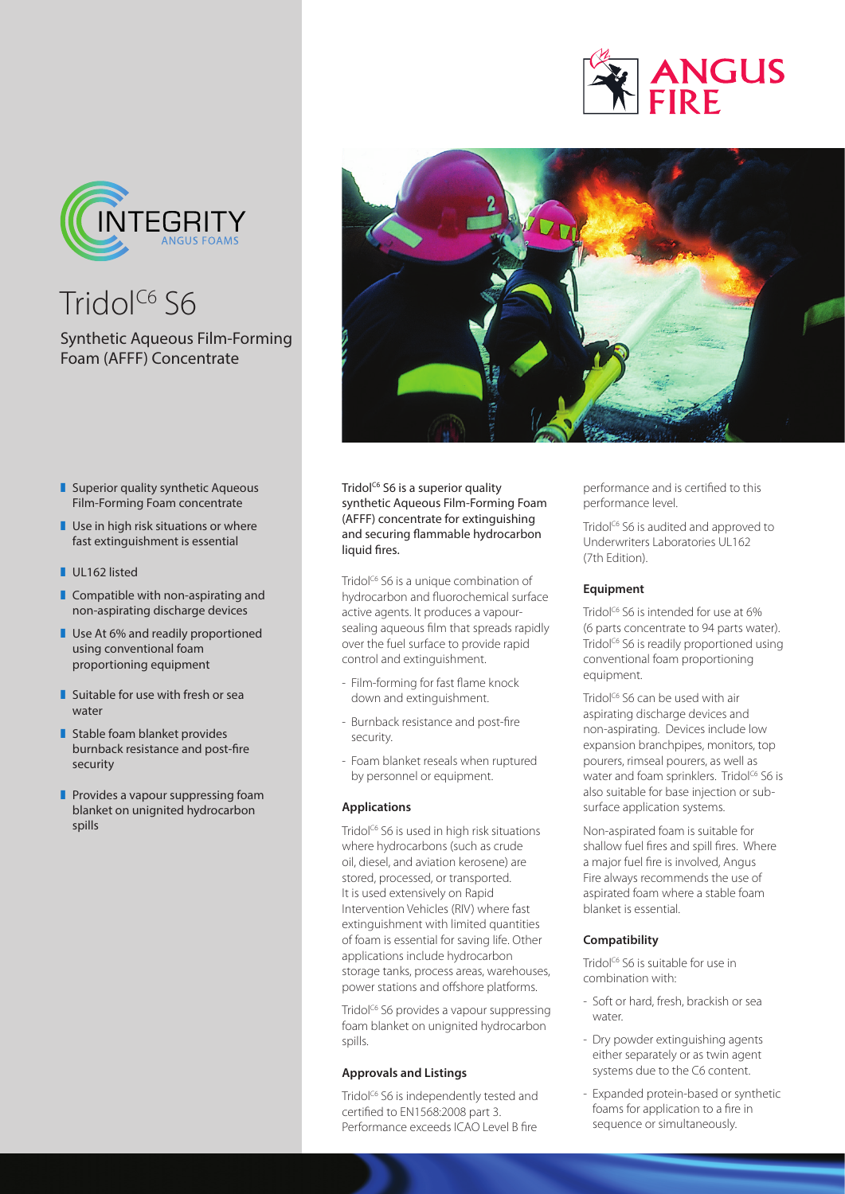# Tridol$^{C6}$ S6

Synthetic Aqueous Film-Forming Foam (AFFF) Concentrate

- Superior quality synthetic Aqueous Film-Forming Foam concentrate
- Use in high risk situations or where fast extinguishment is essential
- UL162 listed
- Compatible with non-aspirating and non-aspirating discharge devices
- Use At 6% and readily proportioned using conventional foam proportioning equipment
- Suitable for use with fresh or sea water
- Stable foam blanket provides burnback resistance and post-fire security
- Provides a vapour suppressing foam blanket on unignited hydrocarbon spills

Tridol$^{C6}$ S6 is a superior quality synthetic Aqueous Film-Forming Foam (AFFF) concentrate for extinguishing and securing flammable hydrocarbon liquid fires.

Tridol$^{C6}$ S6 is a unique combination of hydrocarbon and fluorochemical surface active agents. It produces a vapour-sealing aqueous film that spreads rapidly over the fuel surface to provide rapid control and extinguishment.

- Film-forming for fast flame knock down and extinguishment.
- Burnback resistance and post-fire security.
- Foam blanket reseals when ruptured by personnel or equipment.

### Applications

Tridol$^{C6}$ S6 is used in high risk situations where hydrocarbons (such as crude oil, diesel, and aviation kerosene) are stored, processed, or transported. It is used extensively on Rapid Intervention Vehicles (RIV) where fast extinguishment with limited quantities of foam is essential for saving life. Other applications include hydrocarbon storage tanks, process areas, warehouses, power stations and offshore platforms.

Tridol$^{C6}$ S6 provides a vapour suppressing foam blanket on unignited hydrocarbon spills.

### Approvals and Listings

Tridol$^{C6}$ S6 is independently tested and certified to EN1568:2008 part 3. Performance exceeds ICAO Level B fire performance and is certified to this performance level.

Tridol$^{C6}$ S6 is audited and approved to Underwriters Laboratories UL162 (7th Edition).

### Equipment

Tridol$^{C6}$ S6 is intended for use at 6% (6 parts concentrate to 94 parts water). Tridol$^{C6}$ S6 is readily proportioned using conventional foam proportioning equipment.

Tridol$^{C6}$ S6 can be used with air aspirating discharge devices and non-aspirating. Devices include low expansion branchpipes, monitors, top pourers, rimseal pourers, as well as water and foam sprinklers. Tridol$^{C6}$ S6 is also suitable for base injection or sub-surface application systems.

Non-aspirated foam is suitable for shallow fuel fires and spill fires. Where a major fuel fire is involved, Angus Fire always recommends the use of aspirated foam where a stable foam blanket is essential.

### Compatibility

Tridol$^{C6}$ S6 is suitable for use in combination with:

- Soft or hard, fresh, brackish or sea water.
- Dry powder extinguishing agents either separately or as twin agent systems due to the C6 content.
- Expanded protein-based or synthetic foams for application to a fire in sequence or simultaneously.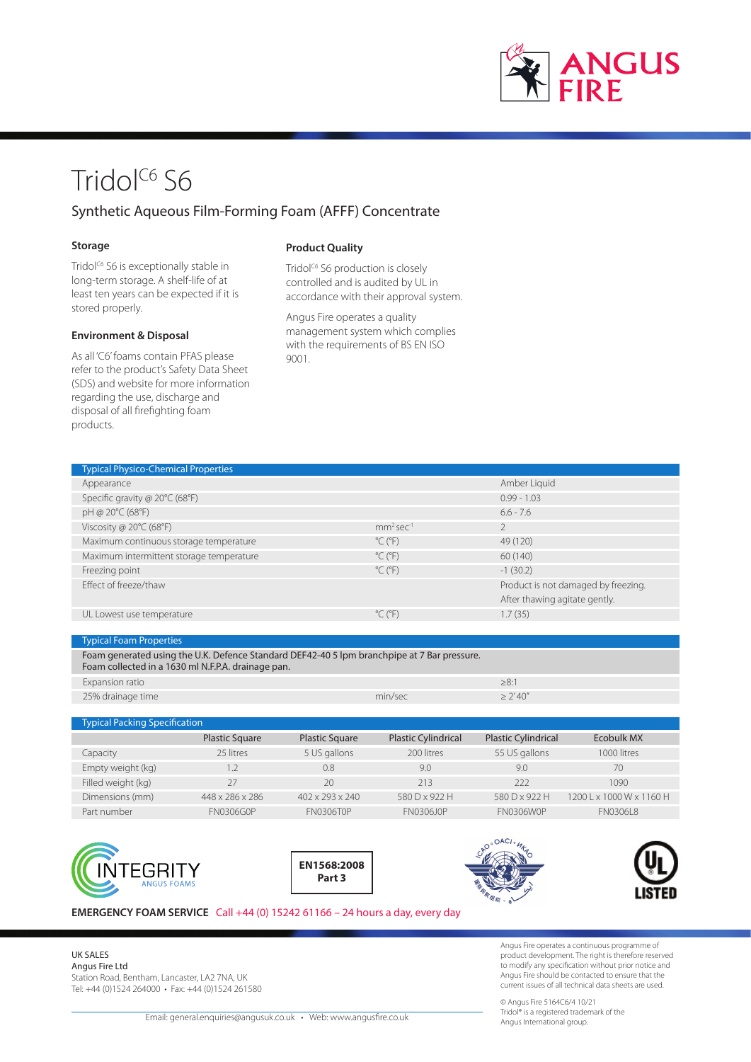# Tridol$^{C6}$ S6

## Synthetic Aqueous Film-Forming Foam (AFFF) Concentrate

### Storage

Tridol$^{C6}$ S6 is exceptionally stable in long-term storage. A shelf-life of at least ten years can be expected if it is stored properly.

### Environment & Disposal

As all 'C6' foams contain PFAS please refer to the product's Safety Data Sheet (SDS) and website for more information regarding the use, discharge and disposal of all firefighting foam products.

### Product Quality

Tridol$^{C6}$ S6 production is closely controlled and is audited by UL in accordance with their approval system.

Angus Fire operates a quality management system which complies with the requirements of BS EN ISO 9001.

| Typical Physico-Chemical Properties | | |
|---|---|---|
| Appearance | | Amber Liquid |
| Specific gravity @ 20°C (68°F) | | 0.99 - 1.03 |
| pH @ 20°C (68°F) | | 6.6 - 7.6 |
| Viscosity @ 20°C (68°F) | $mm^2 sec^{-1}$ | 2 |
| Maximum continuous storage temperature | °C (°F) | 49 (120) |
| Maximum intermittent storage temperature | °C (°F) | 60 (140) |
| Freezing point | °C (°F) | -1 (30.2) |
| Effect of freeze/thaw | | Product is not damaged by freezing. After thawing agitate gently. |
| UL Lowest use temperature | °C (°F) | 1.7 (35) |

| Typical Foam Properties | | |
|---|---|---|
| Foam generated using the U.K. Defence Standard DEF42-40 5 lpm branchpipe at 7 Bar pressure. Foam collected in a 1630 ml N.F.P.A. drainage pan. | | |
| Expansion ratio | | ≥8:1 |
| 25% drainage time | min/sec | ≥ 2'40" |

| Typical Packing Specification | Plastic Square | Plastic Square | Plastic Cylindrical | Plastic Cylindrical | Ecobulk MX |
|---|---|---|---|---|---|
| Capacity | 25 litres | 5 US gallons | 200 litres | 55 US gallons | 1000 litres |
| Empty weight (kg) | 1.2 | 0.8 | 9.0 | 9.0 | 70 |
| Filled weight (kg) | 27 | 20 | 213 | 222 | 1090 |
| Dimensions (mm) | 448 x 286 x 286 | 402 x 293 x 240 | 580 D x 922 H | 580 D x 922 H | 1200 L x 1000 W x 1160 H |
| Part number | FN0306G0P | FN0306T0P | FN0306J0P | FN0306W0P | FN0306L8 |

INTEGRITY ANGUS FOAMS

EN1568:2008 Part 3

UL LISTED

**EMERGENCY FOAM SERVICE** Call +44 (0) 15242 61166 – 24 hours a day, every day

UK SALES
Angus Fire Ltd
Station Road, Bentham, Lancaster, LA2 7NA, UK
Tel: +44 (0)1524 264000 • Fax: +44 (0)1524 261580

Email: general.enquiries@angusuk.co.uk • Web: www.angusfire.co.uk

Angus Fire operates a continuous programme of product development. The right is therefore reserved to modify any specification without prior notice and Angus Fire should be contacted to ensure that the current issues of all technical data sheets are used.

© Angus Fire 5164C6/4 10/21
Tridol® is a registered trademark of the Angus International group.